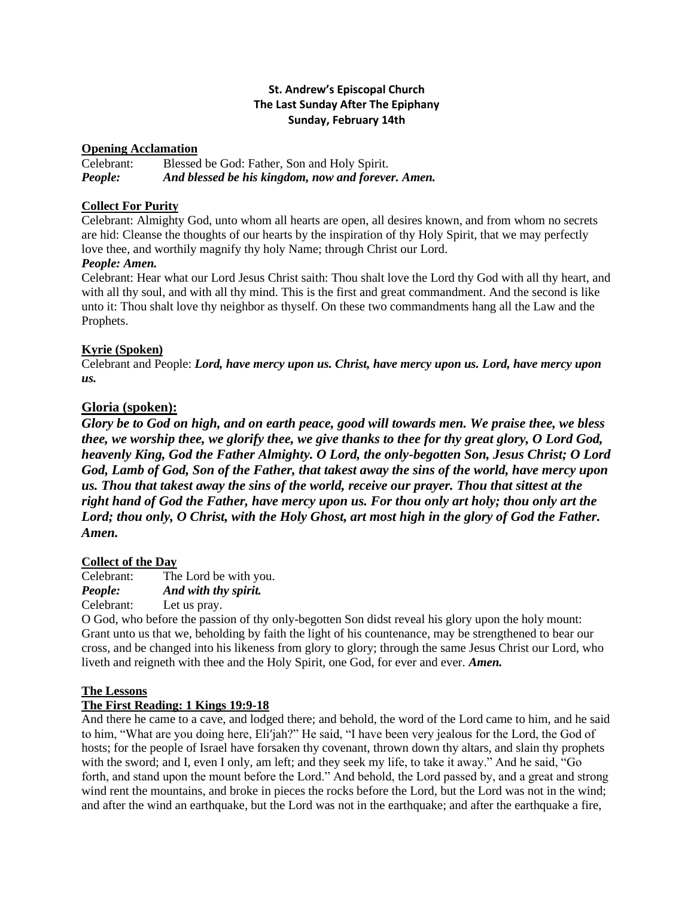**St. Andrew's Episcopal Church**
**The Last Sunday After The Epiphany**
**Sunday, February 14th**

**Opening Acclamation**

Celebrant: Blessed be God: Father, Son and Holy Spirit.
***People: And blessed be his kingdom, now and forever. Amen.***

**Collect For Purity**

Celebrant: Almighty God, unto whom all hearts are open, all desires known, and from whom no secrets are hid: Cleanse the thoughts of our hearts by the inspiration of thy Holy Spirit, that we may perfectly love thee, and worthily magnify thy holy Name; through Christ our Lord.
***People: Amen.***

Celebrant: Hear what our Lord Jesus Christ saith: Thou shalt love the Lord thy God with all thy heart, and with all thy soul, and with all thy mind. This is the first and great commandment. And the second is like unto it: Thou shalt love thy neighbor as thyself. On these two commandments hang all the Law and the Prophets.

**Kyrie (Spoken)**

Celebrant and People: ***Lord, have mercy upon us. Christ, have mercy upon us. Lord, have mercy upon us.***

**Gloria (spoken):**

***Glory be to God on high, and on earth peace, good will towards men. We praise thee, we bless thee, we worship thee, we glorify thee, we give thanks to thee for thy great glory, O Lord God, heavenly King, God the Father Almighty. O Lord, the only-begotten Son, Jesus Christ; O Lord God, Lamb of God, Son of the Father, that takest away the sins of the world, have mercy upon us. Thou that takest away the sins of the world, receive our prayer. Thou that sittest at the right hand of God the Father, have mercy upon us. For thou only art holy; thou only art the Lord; thou only, O Christ, with the Holy Ghost, art most high in the glory of God the Father. Amen.***

**Collect of the Day**

Celebrant: The Lord be with you.
***People: And with thy spirit.***
Celebrant: Let us pray.

O God, who before the passion of thy only-begotten Son didst reveal his glory upon the holy mount: Grant unto us that we, beholding by faith the light of his countenance, may be strengthened to bear our cross, and be changed into his likeness from glory to glory; through the same Jesus Christ our Lord, who liveth and reigneth with thee and the Holy Spirit, one God, for ever and ever. ***Amen.***

**The Lessons**

**The First Reading: 1 Kings 19:9-18**

And there he came to a cave, and lodged there; and behold, the word of the Lord came to him, and he said to him, "What are you doing here, Eli′jah?" He said, "I have been very jealous for the Lord, the God of hosts; for the people of Israel have forsaken thy covenant, thrown down thy altars, and slain thy prophets with the sword; and I, even I only, am left; and they seek my life, to take it away." And he said, "Go forth, and stand upon the mount before the Lord." And behold, the Lord passed by, and a great and strong wind rent the mountains, and broke in pieces the rocks before the Lord, but the Lord was not in the wind; and after the wind an earthquake, but the Lord was not in the earthquake; and after the earthquake a fire,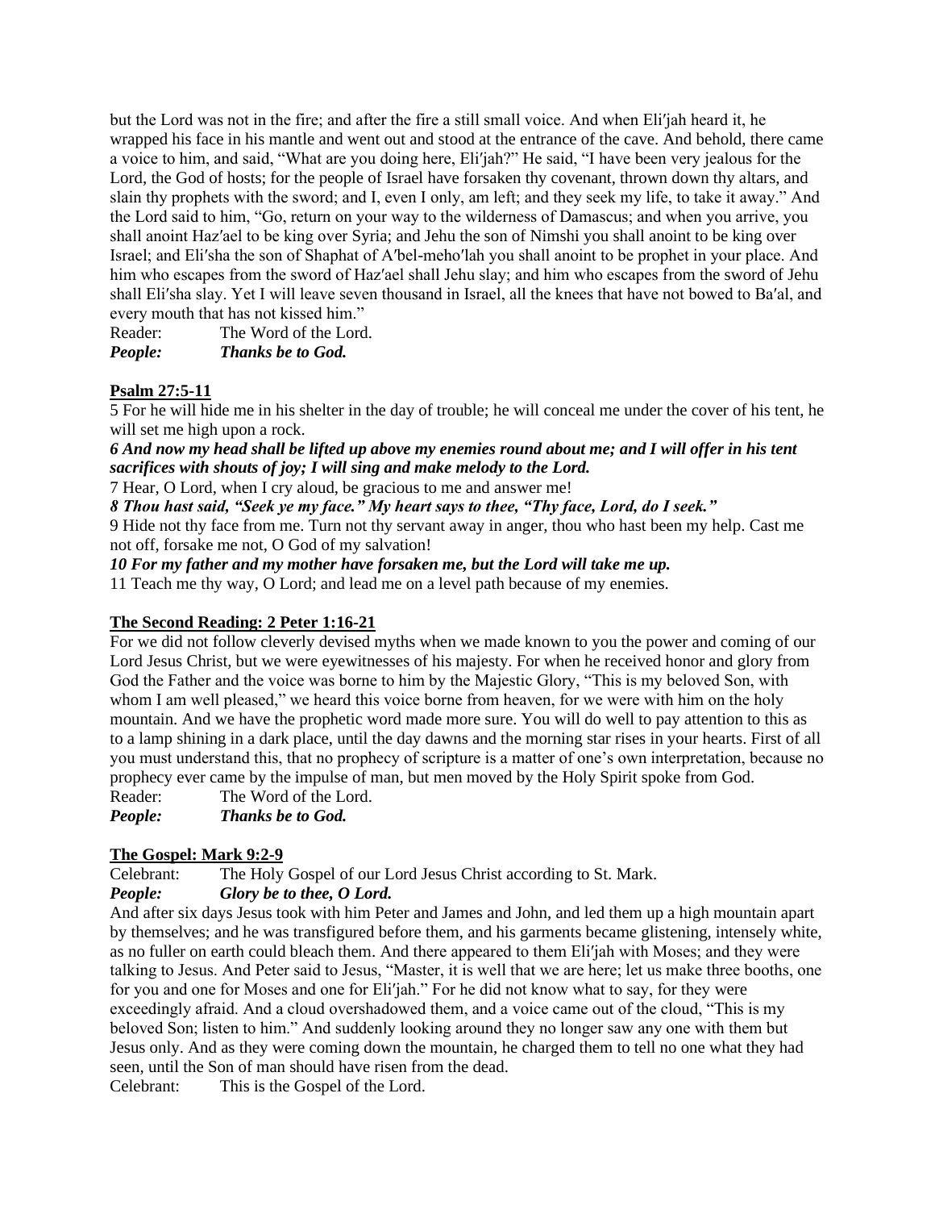but the Lord was not in the fire; and after the fire a still small voice. And when Eli′jah heard it, he wrapped his face in his mantle and went out and stood at the entrance of the cave. And behold, there came a voice to him, and said, "What are you doing here, Eli′jah?" He said, "I have been very jealous for the Lord, the God of hosts; for the people of Israel have forsaken thy covenant, thrown down thy altars, and slain thy prophets with the sword; and I, even I only, am left; and they seek my life, to take it away." And the Lord said to him, "Go, return on your way to the wilderness of Damascus; and when you arrive, you shall anoint Haz′ael to be king over Syria; and Jehu the son of Nimshi you shall anoint to be king over Israel; and Eli′sha the son of Shaphat of A′bel-meho′lah you shall anoint to be prophet in your place. And him who escapes from the sword of Haz′ael shall Jehu slay; and him who escapes from the sword of Jehu shall Eli′sha slay. Yet I will leave seven thousand in Israel, all the knees that have not bowed to Ba′al, and every mouth that has not kissed him."

Reader: The Word of the Lord.
***People: Thanks be to God.***

**Psalm 27:5-11**

5 For he will hide me in his shelter in the day of trouble; he will conceal me under the cover of his tent, he will set me high upon a rock.

***6 And now my head shall be lifted up above my enemies round about me; and I will offer in his tent sacrifices with shouts of joy; I will sing and make melody to the Lord.***

7 Hear, O Lord, when I cry aloud, be gracious to me and answer me!

***8 Thou hast said, "Seek ye my face." My heart says to thee, "Thy face, Lord, do I seek."***

9 Hide not thy face from me. Turn not thy servant away in anger, thou who hast been my help. Cast me not off, forsake me not, O God of my salvation!

***10 For my father and my mother have forsaken me, but the Lord will take me up.***

11 Teach me thy way, O Lord; and lead me on a level path because of my enemies.

**The Second Reading: 2 Peter 1:16-21**

For we did not follow cleverly devised myths when we made known to you the power and coming of our Lord Jesus Christ, but we were eyewitnesses of his majesty. For when he received honor and glory from God the Father and the voice was borne to him by the Majestic Glory, "This is my beloved Son, with whom I am well pleased," we heard this voice borne from heaven, for we were with him on the holy mountain. And we have the prophetic word made more sure. You will do well to pay attention to this as to a lamp shining in a dark place, until the day dawns and the morning star rises in your hearts. First of all you must understand this, that no prophecy of scripture is a matter of one's own interpretation, because no prophecy ever came by the impulse of man, but men moved by the Holy Spirit spoke from God.

Reader: The Word of the Lord.
***People: Thanks be to God.***

**The Gospel: Mark 9:2-9**

Celebrant: The Holy Gospel of our Lord Jesus Christ according to St. Mark.
***People: Glory be to thee, O Lord.***

And after six days Jesus took with him Peter and James and John, and led them up a high mountain apart by themselves; and he was transfigured before them, and his garments became glistening, intensely white, as no fuller on earth could bleach them. And there appeared to them Eli′jah with Moses; and they were talking to Jesus. And Peter said to Jesus, "Master, it is well that we are here; let us make three booths, one for you and one for Moses and one for Eli′jah." For he did not know what to say, for they were exceedingly afraid. And a cloud overshadowed them, and a voice came out of the cloud, "This is my beloved Son; listen to him." And suddenly looking around they no longer saw any one with them but Jesus only. And as they were coming down the mountain, he charged them to tell no one what they had seen, until the Son of man should have risen from the dead.

Celebrant: This is the Gospel of the Lord.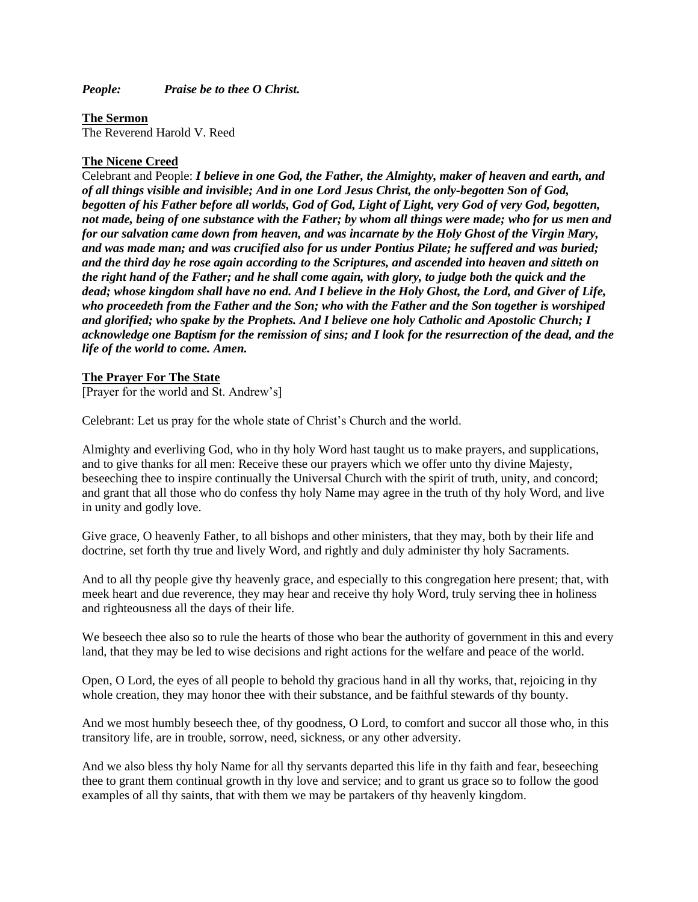***People:*** ***Praise be to thee O Christ.***

**The Sermon**
The Reverend Harold V. Reed

**The Nicene Creed**
Celebrant and People: ***I believe in one God, the Father, the Almighty, maker of heaven and earth, and of all things visible and invisible; And in one Lord Jesus Christ, the only-begotten Son of God, begotten of his Father before all worlds, God of God, Light of Light, very God of very God, begotten, not made, being of one substance with the Father; by whom all things were made; who for us men and for our salvation came down from heaven, and was incarnate by the Holy Ghost of the Virgin Mary, and was made man; and was crucified also for us under Pontius Pilate; he suffered and was buried; and the third day he rose again according to the Scriptures, and ascended into heaven and sitteth on the right hand of the Father; and he shall come again, with glory, to judge both the quick and the dead; whose kingdom shall have no end. And I believe in the Holy Ghost, the Lord, and Giver of Life, who proceedeth from the Father and the Son; who with the Father and the Son together is worshiped and glorified; who spake by the Prophets. And I believe one holy Catholic and Apostolic Church; I acknowledge one Baptism for the remission of sins; and I look for the resurrection of the dead, and the life of the world to come. Amen.***

**The Prayer For The State**
[Prayer for the world and St. Andrew's]

Celebrant: Let us pray for the whole state of Christ's Church and the world.

Almighty and everliving God, who in thy holy Word hast taught us to make prayers, and supplications, and to give thanks for all men: Receive these our prayers which we offer unto thy divine Majesty, beseeching thee to inspire continually the Universal Church with the spirit of truth, unity, and concord; and grant that all those who do confess thy holy Name may agree in the truth of thy holy Word, and live in unity and godly love.

Give grace, O heavenly Father, to all bishops and other ministers, that they may, both by their life and doctrine, set forth thy true and lively Word, and rightly and duly administer thy holy Sacraments.

And to all thy people give thy heavenly grace, and especially to this congregation here present; that, with meek heart and due reverence, they may hear and receive thy holy Word, truly serving thee in holiness and righteousness all the days of their life.

We beseech thee also so to rule the hearts of those who bear the authority of government in this and every land, that they may be led to wise decisions and right actions for the welfare and peace of the world.

Open, O Lord, the eyes of all people to behold thy gracious hand in all thy works, that, rejoicing in thy whole creation, they may honor thee with their substance, and be faithful stewards of thy bounty.

And we most humbly beseech thee, of thy goodness, O Lord, to comfort and succor all those who, in this transitory life, are in trouble, sorrow, need, sickness, or any other adversity.

And we also bless thy holy Name for all thy servants departed this life in thy faith and fear, beseeching thee to grant them continual growth in thy love and service; and to grant us grace so to follow the good examples of all thy saints, that with them we may be partakers of thy heavenly kingdom.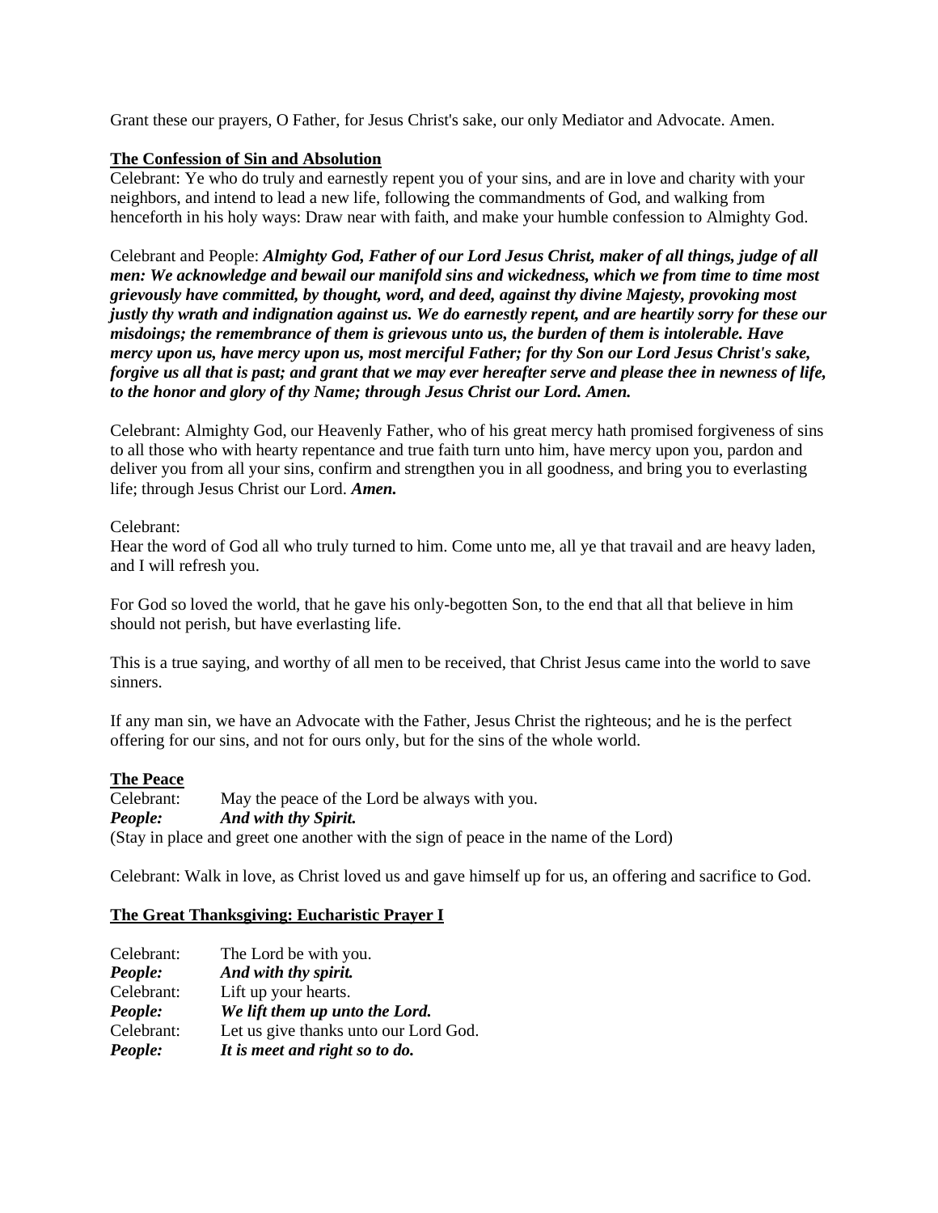Grant these our prayers, O Father, for Jesus Christ's sake, our only Mediator and Advocate. Amen.

**The Confession of Sin and Absolution**

Celebrant: Ye who do truly and earnestly repent you of your sins, and are in love and charity with your neighbors, and intend to lead a new life, following the commandments of God, and walking from henceforth in his holy ways: Draw near with faith, and make your humble confession to Almighty God.

Celebrant and People: ***Almighty God, Father of our Lord Jesus Christ, maker of all things, judge of all men: We acknowledge and bewail our manifold sins and wickedness, which we from time to time most grievously have committed, by thought, word, and deed, against thy divine Majesty, provoking most justly thy wrath and indignation against us. We do earnestly repent, and are heartily sorry for these our misdoings; the remembrance of them is grievous unto us, the burden of them is intolerable. Have mercy upon us, have mercy upon us, most merciful Father; for thy Son our Lord Jesus Christ's sake, forgive us all that is past; and grant that we may ever hereafter serve and please thee in newness of life, to the honor and glory of thy Name; through Jesus Christ our Lord. Amen.***

Celebrant: Almighty God, our Heavenly Father, who of his great mercy hath promised forgiveness of sins to all those who with hearty repentance and true faith turn unto him, have mercy upon you, pardon and deliver you from all your sins, confirm and strengthen you in all goodness, and bring you to everlasting life; through Jesus Christ our Lord. ***Amen.***

Celebrant:
Hear the word of God all who truly turned to him. Come unto me, all ye that travail and are heavy laden, and I will refresh you.

For God so loved the world, that he gave his only-begotten Son, to the end that all that believe in him should not perish, but have everlasting life.

This is a true saying, and worthy of all men to be received, that Christ Jesus came into the world to save sinners.

If any man sin, we have an Advocate with the Father, Jesus Christ the righteous; and he is the perfect offering for our sins, and not for ours only, but for the sins of the whole world.

**The Peace**

Celebrant: May the peace of the Lord be always with you.
***People:*** ***And with thy Spirit.***
(Stay in place and greet one another with the sign of peace in the name of the Lord)

Celebrant: Walk in love, as Christ loved us and gave himself up for us, an offering and sacrifice to God.

**The Great Thanksgiving: Eucharistic Prayer I**

Celebrant: The Lord be with you.
***People:*** ***And with thy spirit.***
Celebrant: Lift up your hearts.
***People:*** ***We lift them up unto the Lord.***
Celebrant: Let us give thanks unto our Lord God.
***People:*** ***It is meet and right so to do.***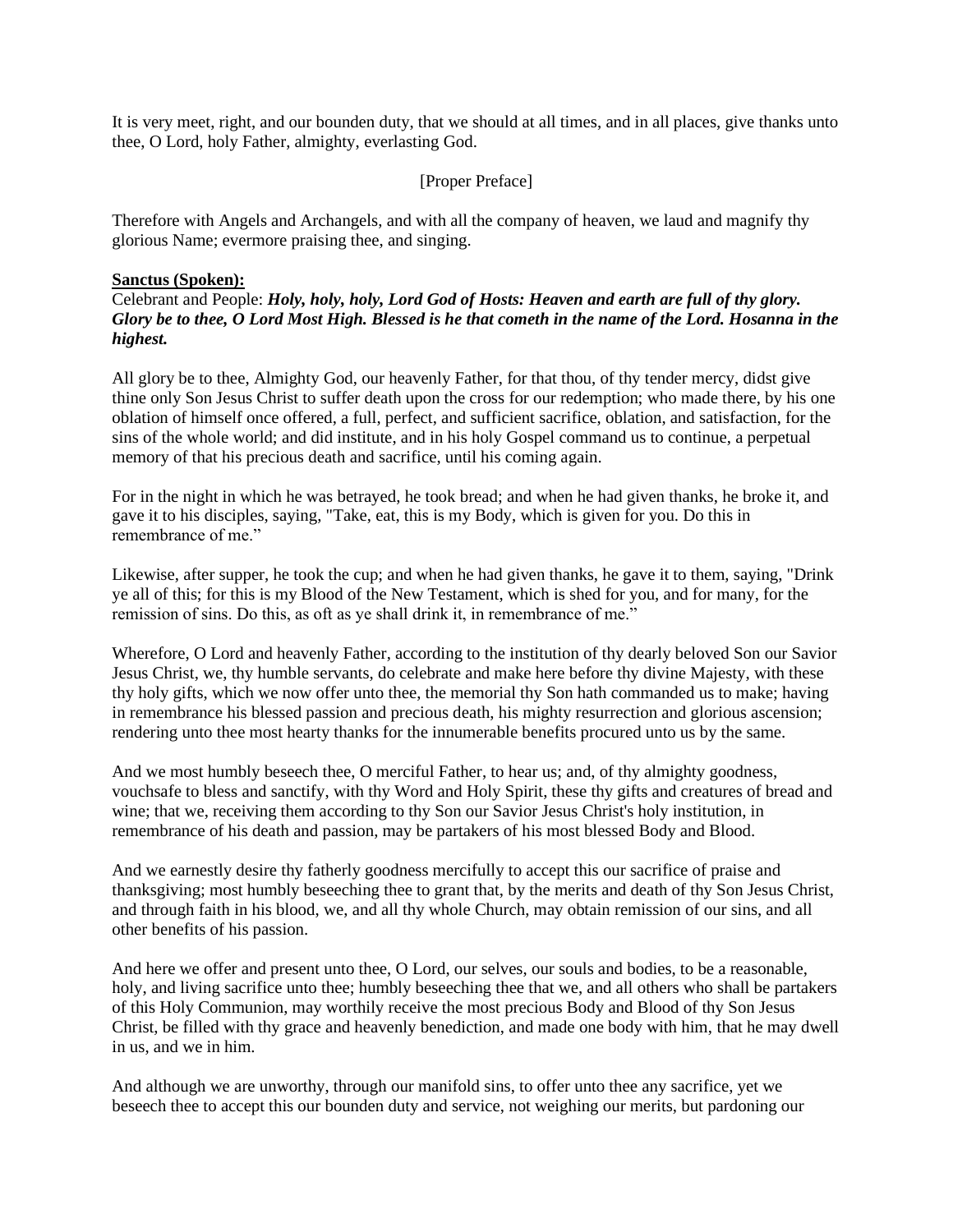It is very meet, right, and our bounden duty, that we should at all times, and in all places, give thanks unto thee, O Lord, holy Father, almighty, everlasting God.

[Proper Preface]

Therefore with Angels and Archangels, and with all the company of heaven, we laud and magnify thy glorious Name; evermore praising thee, and singing.

**Sanctus (Spoken):**

Celebrant and People: ***Holy, holy, holy, Lord God of Hosts: Heaven and earth are full of thy glory. Glory be to thee, O Lord Most High. Blessed is he that cometh in the name of the Lord. Hosanna in the highest.***

All glory be to thee, Almighty God, our heavenly Father, for that thou, of thy tender mercy, didst give thine only Son Jesus Christ to suffer death upon the cross for our redemption; who made there, by his one oblation of himself once offered, a full, perfect, and sufficient sacrifice, oblation, and satisfaction, for the sins of the whole world; and did institute, and in his holy Gospel command us to continue, a perpetual memory of that his precious death and sacrifice, until his coming again.

For in the night in which he was betrayed, he took bread; and when he had given thanks, he broke it, and gave it to his disciples, saying, "Take, eat, this is my Body, which is given for you. Do this in remembrance of me."

Likewise, after supper, he took the cup; and when he had given thanks, he gave it to them, saying, "Drink ye all of this; for this is my Blood of the New Testament, which is shed for you, and for many, for the remission of sins. Do this, as oft as ye shall drink it, in remembrance of me."

Wherefore, O Lord and heavenly Father, according to the institution of thy dearly beloved Son our Savior Jesus Christ, we, thy humble servants, do celebrate and make here before thy divine Majesty, with these thy holy gifts, which we now offer unto thee, the memorial thy Son hath commanded us to make; having in remembrance his blessed passion and precious death, his mighty resurrection and glorious ascension; rendering unto thee most hearty thanks for the innumerable benefits procured unto us by the same.

And we most humbly beseech thee, O merciful Father, to hear us; and, of thy almighty goodness, vouchsafe to bless and sanctify, with thy Word and Holy Spirit, these thy gifts and creatures of bread and wine; that we, receiving them according to thy Son our Savior Jesus Christ's holy institution, in remembrance of his death and passion, may be partakers of his most blessed Body and Blood.

And we earnestly desire thy fatherly goodness mercifully to accept this our sacrifice of praise and thanksgiving; most humbly beseeching thee to grant that, by the merits and death of thy Son Jesus Christ, and through faith in his blood, we, and all thy whole Church, may obtain remission of our sins, and all other benefits of his passion.

And here we offer and present unto thee, O Lord, our selves, our souls and bodies, to be a reasonable, holy, and living sacrifice unto thee; humbly beseeching thee that we, and all others who shall be partakers of this Holy Communion, may worthily receive the most precious Body and Blood of thy Son Jesus Christ, be filled with thy grace and heavenly benediction, and made one body with him, that he may dwell in us, and we in him.

And although we are unworthy, through our manifold sins, to offer unto thee any sacrifice, yet we beseech thee to accept this our bounden duty and service, not weighing our merits, but pardoning our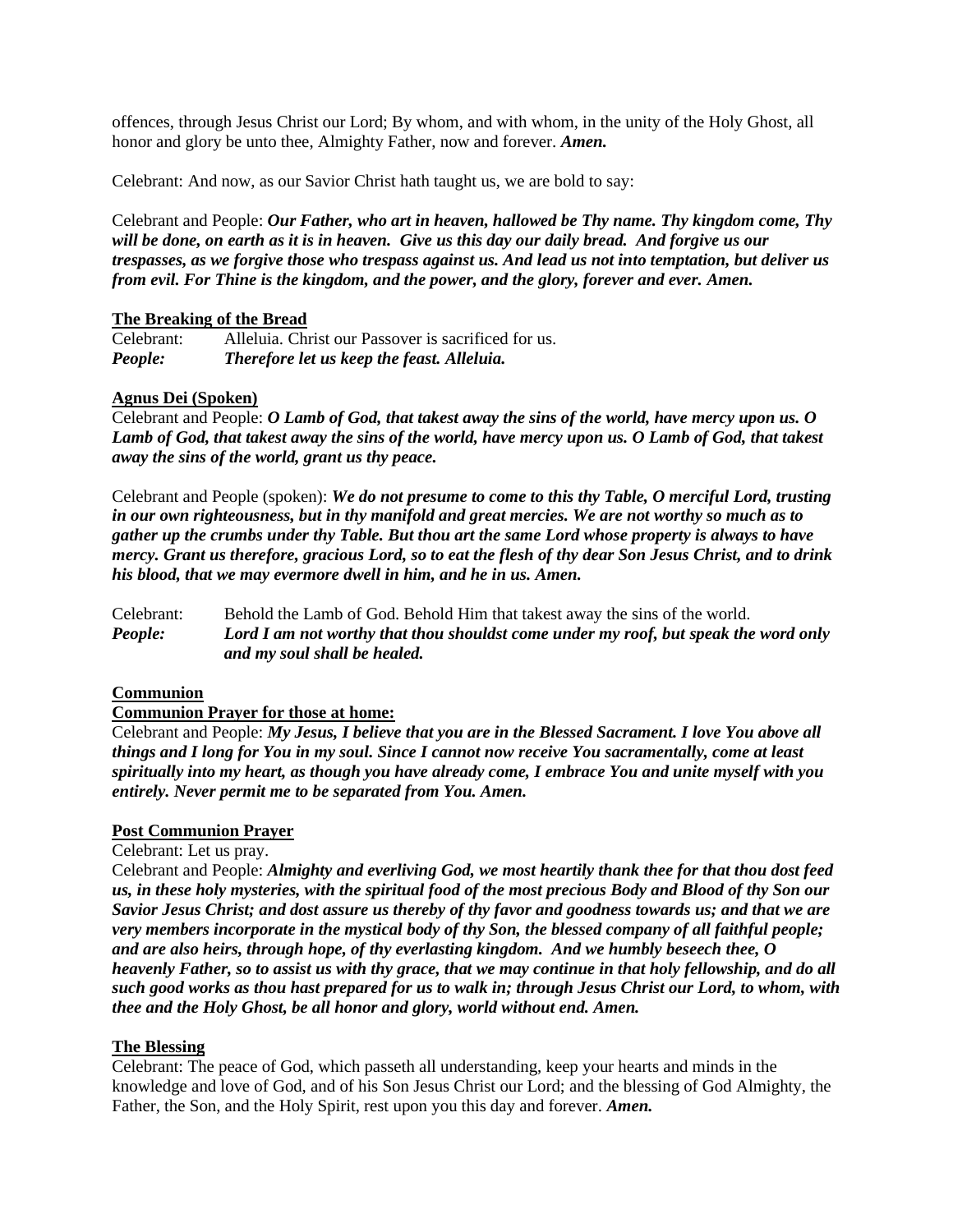offences, through Jesus Christ our Lord; By whom, and with whom, in the unity of the Holy Ghost, all honor and glory be unto thee, Almighty Father, now and forever. ***Amen.***

Celebrant: And now, as our Savior Christ hath taught us, we are bold to say:

Celebrant and People: ***Our Father, who art in heaven, hallowed be Thy name. Thy kingdom come, Thy will be done, on earth as it is in heaven. Give us this day our daily bread. And forgive us our trespasses, as we forgive those who trespass against us. And lead us not into temptation, but deliver us from evil. For Thine is the kingdom, and the power, and the glory, forever and ever. Amen.***

**The Breaking of the Bread**

Celebrant: Alleluia. Christ our Passover is sacrificed for us.
***People: Therefore let us keep the feast. Alleluia.***

**Agnus Dei (Spoken)**

Celebrant and People: ***O Lamb of God, that takest away the sins of the world, have mercy upon us. O Lamb of God, that takest away the sins of the world, have mercy upon us. O Lamb of God, that takest away the sins of the world, grant us thy peace.***

Celebrant and People (spoken): ***We do not presume to come to this thy Table, O merciful Lord, trusting in our own righteousness, but in thy manifold and great mercies. We are not worthy so much as to gather up the crumbs under thy Table. But thou art the same Lord whose property is always to have mercy. Grant us therefore, gracious Lord, so to eat the flesh of thy dear Son Jesus Christ, and to drink his blood, that we may evermore dwell in him, and he in us. Amen.***

Celebrant: Behold the Lamb of God. Behold Him that takest away the sins of the world.
***People: Lord I am not worthy that thou shouldst come under my roof, but speak the word only and my soul shall be healed.***

**Communion**

**Communion Prayer for those at home:**

Celebrant and People: ***My Jesus, I believe that you are in the Blessed Sacrament. I love You above all things and I long for You in my soul. Since I cannot now receive You sacramentally, come at least spiritually into my heart, as though you have already come, I embrace You and unite myself with you entirely. Never permit me to be separated from You. Amen.***

**Post Communion Prayer**

Celebrant: Let us pray.

Celebrant and People: ***Almighty and everliving God, we most heartily thank thee for that thou dost feed us, in these holy mysteries, with the spiritual food of the most precious Body and Blood of thy Son our Savior Jesus Christ; and dost assure us thereby of thy favor and goodness towards us; and that we are very members incorporate in the mystical body of thy Son, the blessed company of all faithful people; and are also heirs, through hope, of thy everlasting kingdom. And we humbly beseech thee, O heavenly Father, so to assist us with thy grace, that we may continue in that holy fellowship, and do all such good works as thou hast prepared for us to walk in; through Jesus Christ our Lord, to whom, with thee and the Holy Ghost, be all honor and glory, world without end. Amen.***

**The Blessing**

Celebrant: The peace of God, which passeth all understanding, keep your hearts and minds in the knowledge and love of God, and of his Son Jesus Christ our Lord; and the blessing of God Almighty, the Father, the Son, and the Holy Spirit, rest upon you this day and forever. ***Amen.***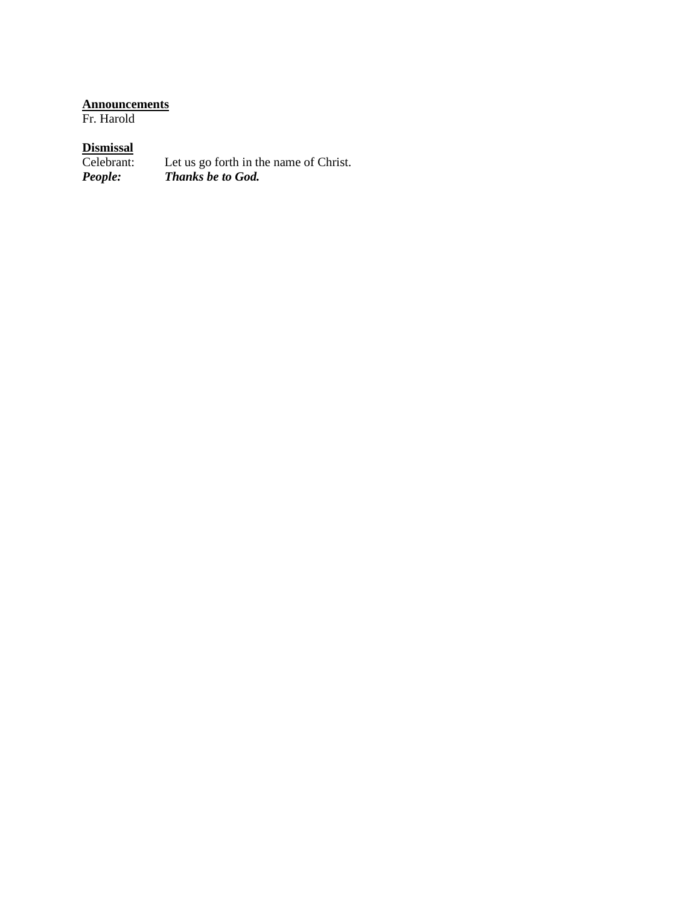**Announcements**
Fr. Harold

**Dismissal**

| | |
|---|---|
| Celebrant: | Let us go forth in the name of Christ. |
| ***People:*** | ***Thanks be to God.*** |